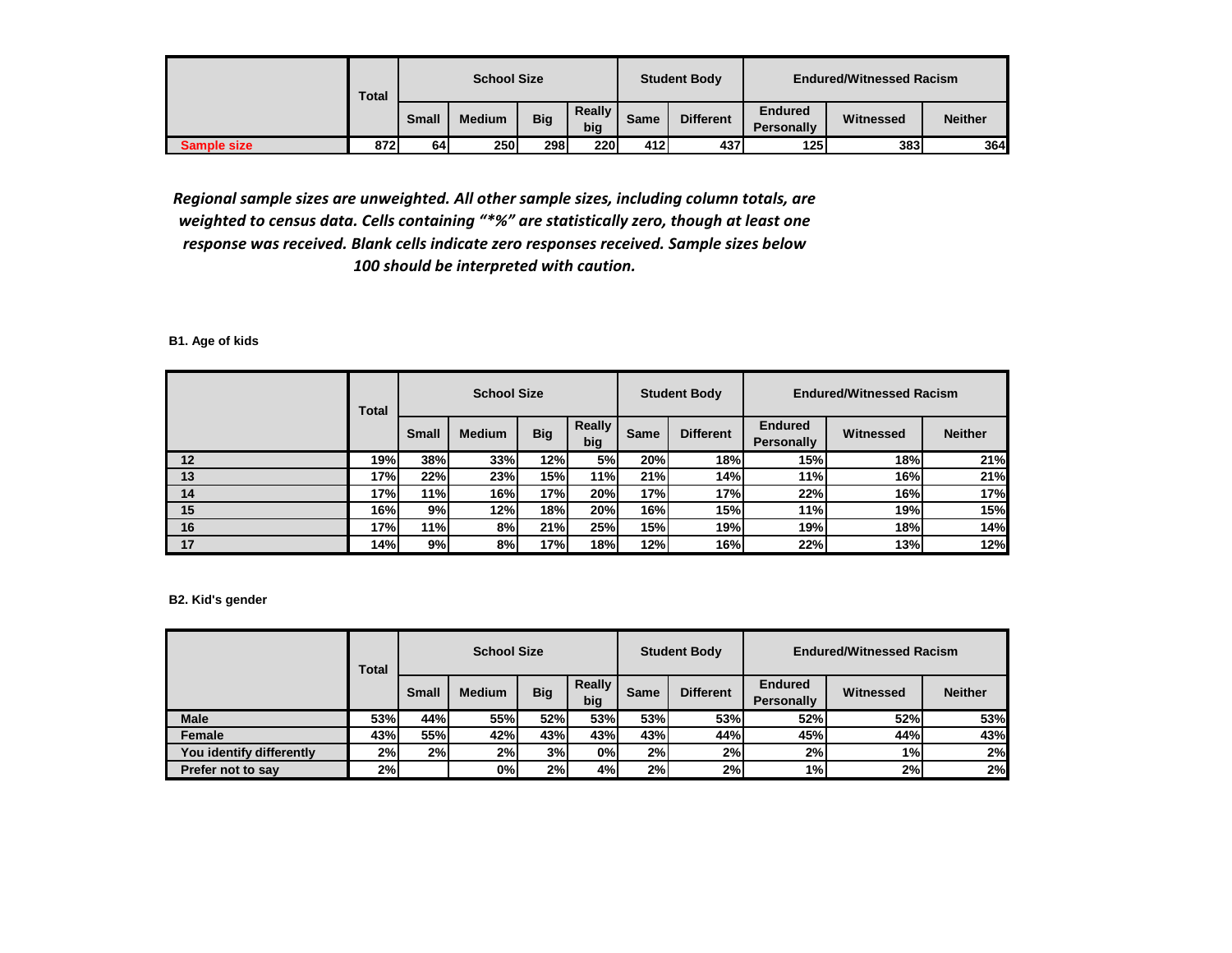| | Total | School Size | | | | Student Body | | Endured/Witnessed Racism | | |
|---|---|---|---|---|---|---|---|---|---|---|
| | | Small | Medium | Big | Really big | Same | Different | Endured Personally | Witnessed | Neither |
| **Sample size** | 872 | 64 | 250 | 298 | 220 | 412 | 437 | 125 | 383 | 364 |

*Regional sample sizes are unweighted. All other sample sizes, including column totals, are weighted to census data. Cells containing "*%" are statistically zero, though at least one response was received. Blank cells indicate zero responses received. Sample sizes below 100 should be interpreted with caution.*

**B1. Age of kids**

| | Total | School Size | | | | Student Body | | Endured/Witnessed Racism | | |
|---|---|---|---|---|---|---|---|---|---|---|
| | | Small | Medium | Big | Really big | Same | Different | Endured Personally | Witnessed | Neither |
| 12 | 19% | 38% | 33% | 12% | 5% | 20% | 18% | 15% | 18% | 21% |
| 13 | 17% | 22% | 23% | 15% | 11% | 21% | 14% | 11% | 16% | 21% |
| 14 | 17% | 11% | 16% | 17% | 20% | 17% | 17% | 22% | 16% | 17% |
| 15 | 16% | 9% | 12% | 18% | 20% | 16% | 15% | 11% | 19% | 15% |
| 16 | 17% | 11% | 8% | 21% | 25% | 15% | 19% | 19% | 18% | 14% |
| 17 | 14% | 9% | 8% | 17% | 18% | 12% | 16% | 22% | 13% | 12% |

**B2. Kid's gender**

| | Total | School Size | | | | Student Body | | Endured/Witnessed Racism | | |
|---|---|---|---|---|---|---|---|---|---|---|
| | | Small | Medium | Big | Really big | Same | Different | Endured Personally | Witnessed | Neither |
| Male | 53% | 44% | 55% | 52% | 53% | 53% | 53% | 52% | 52% | 53% |
| Female | 43% | 55% | 42% | 43% | 43% | 43% | 44% | 45% | 44% | 43% |
| You identify differently | 2% | 2% | 2% | 3% | 0% | 2% | 2% | 2% | 1% | 2% |
| Prefer not to say | 2% | | 0% | 2% | 4% | 2% | 2% | 1% | 2% | 2% |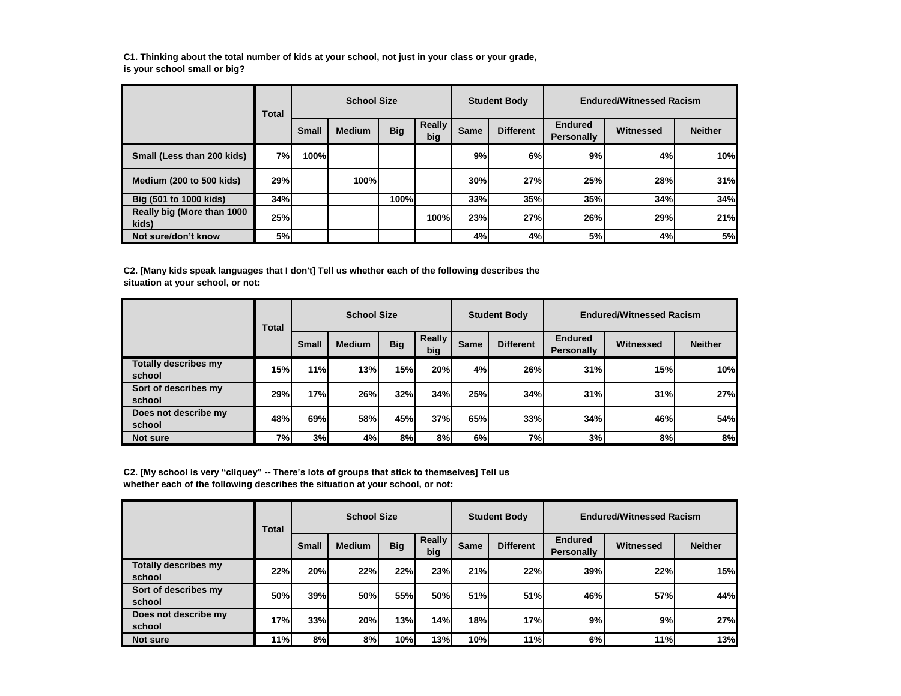**C1. Thinking about the total number of kids at your school, not just in your class or your grade, is your school small or big?**

| | Total | School Size | | | | Student Body | | Endured/Witnessed Racism | | |
|---|---|---|---|---|---|---|---|---|---|---|
| | | Small | Medium | Big | Really big | Same | Different | Endured Personally | Witnessed | Neither |
| Small (Less than 200 kids) | 7% | 100% | | | | 9% | 6% | 9% | 4% | 10% |
| Medium (200 to 500 kids) | 29% | | 100% | | | 30% | 27% | 25% | 28% | 31% |
| Big (501 to 1000 kids) | 34% | | | 100% | | 33% | 35% | 35% | 34% | 34% |
| Really big (More than 1000 kids) | 25% | | | | 100% | 23% | 27% | 26% | 29% | 21% |
| Not sure/don't know | 5% | | | | | 4% | 4% | 5% | 4% | 5% |

**C2. [Many kids speak languages that I don't] Tell us whether each of the following describes the situation at your school, or not:**

| | Total | School Size | | | | Student Body | | Endured/Witnessed Racism | | |
|---|---|---|---|---|---|---|---|---|---|---|
| | | Small | Medium | Big | Really big | Same | Different | Endured Personally | Witnessed | Neither |
| Totally describes my school | 15% | 11% | 13% | 15% | 20% | 4% | 26% | 31% | 15% | 10% |
| Sort of describes my school | 29% | 17% | 26% | 32% | 34% | 25% | 34% | 31% | 31% | 27% |
| Does not describe my school | 48% | 69% | 58% | 45% | 37% | 65% | 33% | 34% | 46% | 54% |
| Not sure | 7% | 3% | 4% | 8% | 8% | 6% | 7% | 3% | 8% | 8% |

**C2. [My school is very "cliquey" -- There's lots of groups that stick to themselves] Tell us whether each of the following describes the situation at your school, or not:**

| | Total | School Size | | | | Student Body | | Endured/Witnessed Racism | | |
|---|---|---|---|---|---|---|---|---|---|---|
| | | Small | Medium | Big | Really big | Same | Different | Endured Personally | Witnessed | Neither |
| Totally describes my school | 22% | 20% | 22% | 22% | 23% | 21% | 22% | 39% | 22% | 15% |
| Sort of describes my school | 50% | 39% | 50% | 55% | 50% | 51% | 51% | 46% | 57% | 44% |
| Does not describe my school | 17% | 33% | 20% | 13% | 14% | 18% | 17% | 9% | 9% | 27% |
| Not sure | 11% | 8% | 8% | 10% | 13% | 10% | 11% | 6% | 11% | 13% |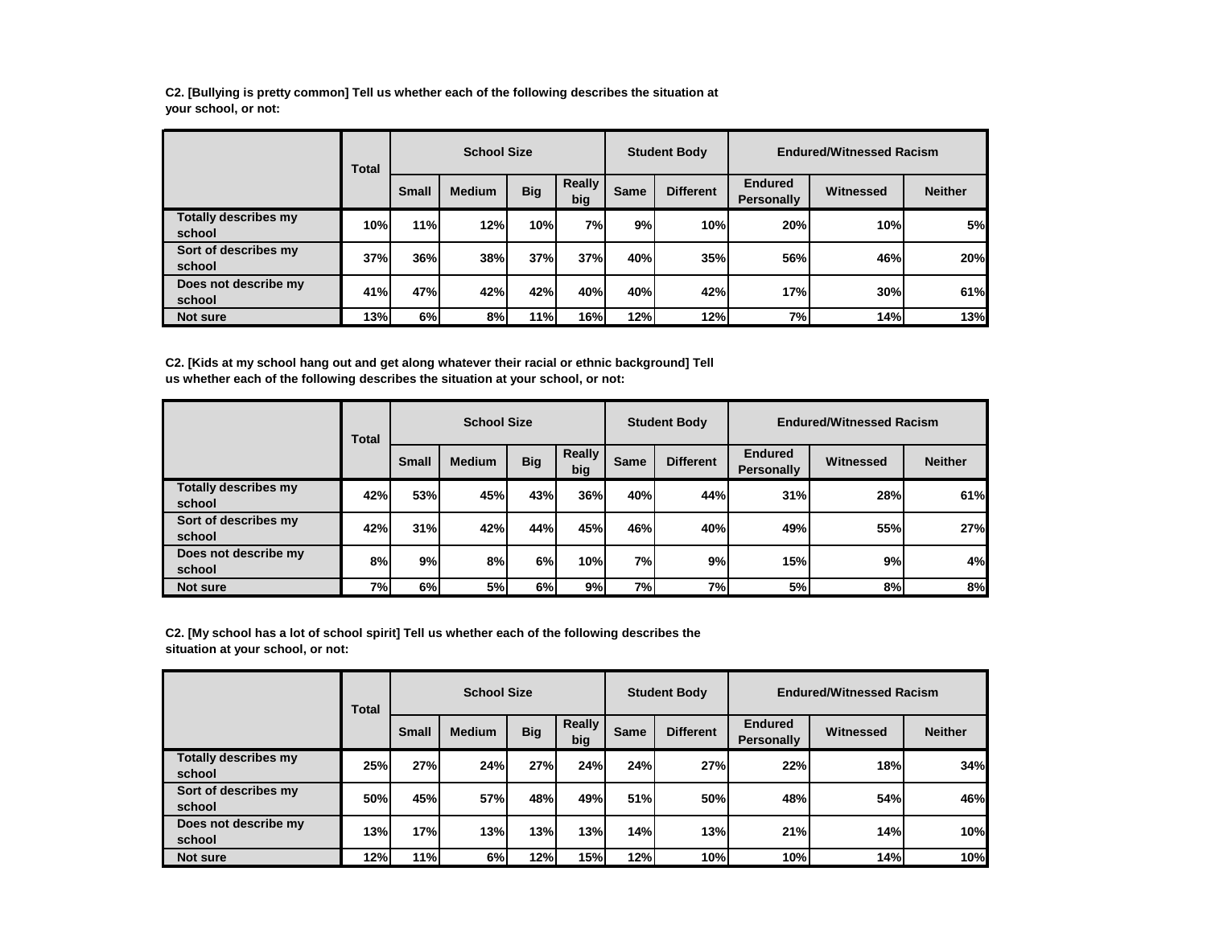**C2. [Bullying is pretty common] Tell us whether each of the following describes the situation at your school, or not:**

| | Total | School Size | | | | Student Body | | Endured/Witnessed Racism | | |
|---|---|---|---|---|---|---|---|---|---|---|
| | | Small | Medium | Big | Really big | Same | Different | Endured Personally | Witnessed | Neither |
| Totally describes my school | 10% | 11% | 12% | 10% | 7% | 9% | 10% | 20% | 10% | 5% |
| Sort of describes my school | 37% | 36% | 38% | 37% | 37% | 40% | 35% | 56% | 46% | 20% |
| Does not describe my school | 41% | 47% | 42% | 42% | 40% | 40% | 42% | 17% | 30% | 61% |
| Not sure | 13% | 6% | 8% | 11% | 16% | 12% | 12% | 7% | 14% | 13% |

**C2. [Kids at my school hang out and get along whatever their racial or ethnic background] Tell us whether each of the following describes the situation at your school, or not:**

| | Total | School Size | | | | Student Body | | Endured/Witnessed Racism | | |
|---|---|---|---|---|---|---|---|---|---|---|
| | | Small | Medium | Big | Really big | Same | Different | Endured Personally | Witnessed | Neither |
| Totally describes my school | 42% | 53% | 45% | 43% | 36% | 40% | 44% | 31% | 28% | 61% |
| Sort of describes my school | 42% | 31% | 42% | 44% | 45% | 46% | 40% | 49% | 55% | 27% |
| Does not describe my school | 8% | 9% | 8% | 6% | 10% | 7% | 9% | 15% | 9% | 4% |
| Not sure | 7% | 6% | 5% | 6% | 9% | 7% | 7% | 5% | 8% | 8% |

**C2. [My school has a lot of school spirit] Tell us whether each of the following describes the situation at your school, or not:**

| | Total | School Size | | | | Student Body | | Endured/Witnessed Racism | | |
|---|---|---|---|---|---|---|---|---|---|---|
| | | Small | Medium | Big | Really big | Same | Different | Endured Personally | Witnessed | Neither |
| Totally describes my school | 25% | 27% | 24% | 27% | 24% | 24% | 27% | 22% | 18% | 34% |
| Sort of describes my school | 50% | 45% | 57% | 48% | 49% | 51% | 50% | 48% | 54% | 46% |
| Does not describe my school | 13% | 17% | 13% | 13% | 13% | 14% | 13% | 21% | 14% | 10% |
| Not sure | 12% | 11% | 6% | 12% | 15% | 12% | 10% | 10% | 14% | 10% |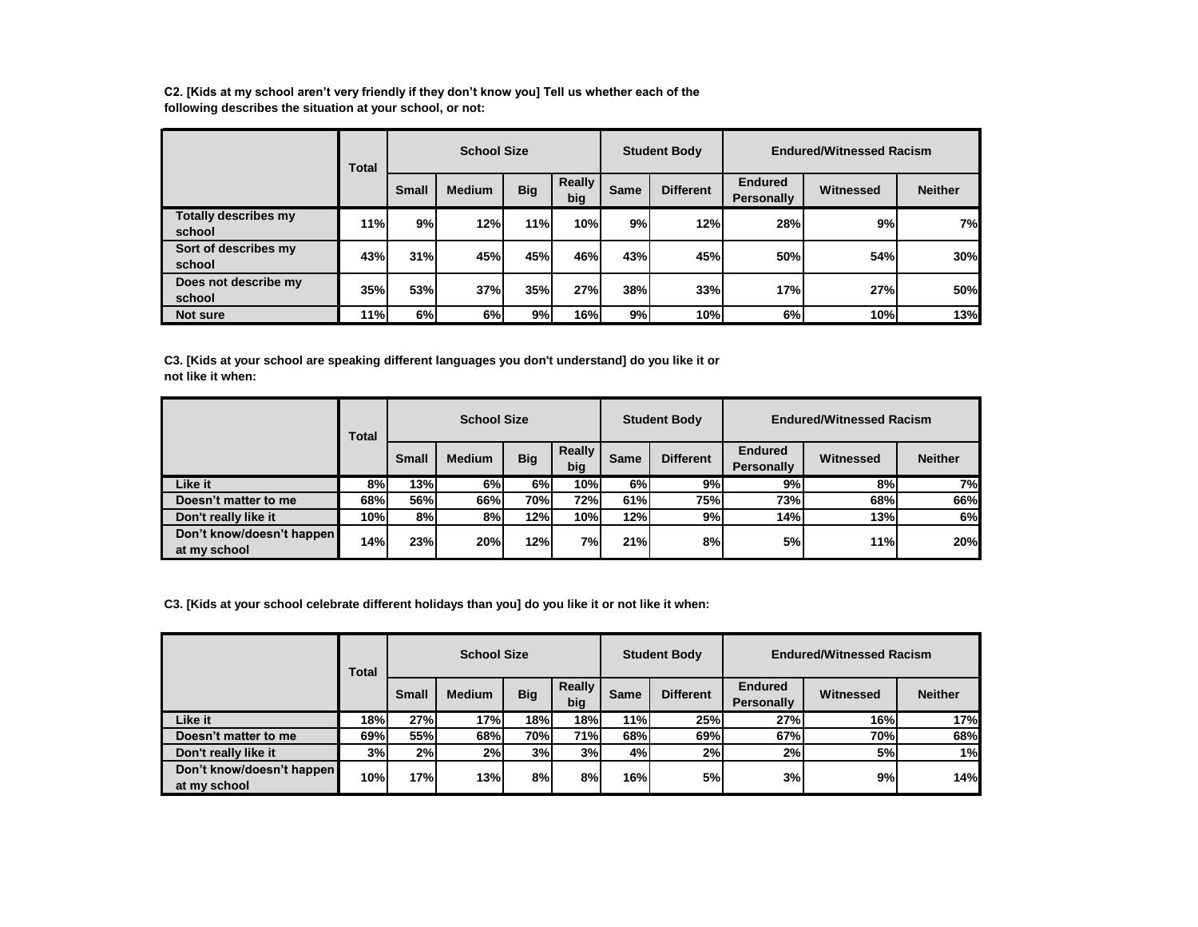**C2. [Kids at my school aren't very friendly if they don't know you] Tell us whether each of the following describes the situation at your school, or not:**

| | Total | School Size | | | | Student Body | | Endured/Witnessed Racism | | |
|---|---|---|---|---|---|---|---|---|---|---|
| | | Small | Medium | Big | Really big | Same | Different | Endured Personally | Witnessed | Neither |
| Totally describes my school | 11% | 9% | 12% | 11% | 10% | 9% | 12% | 28% | 9% | 7% |
| Sort of describes my school | 43% | 31% | 45% | 45% | 46% | 43% | 45% | 50% | 54% | 30% |
| Does not describe my school | 35% | 53% | 37% | 35% | 27% | 38% | 33% | 17% | 27% | 50% |
| Not sure | 11% | 6% | 6% | 9% | 16% | 9% | 10% | 6% | 10% | 13% |

**C3. [Kids at your school are speaking different languages you don't understand] do you like it or not like it when:**

| | Total | School Size | | | | Student Body | | Endured/Witnessed Racism | | |
|---|---|---|---|---|---|---|---|---|---|---|
| | | Small | Medium | Big | Really big | Same | Different | Endured Personally | Witnessed | Neither |
| Like it | 8% | 13% | 6% | 6% | 10% | 6% | 9% | 9% | 8% | 7% |
| Doesn't matter to me | 68% | 56% | 66% | 70% | 72% | 61% | 75% | 73% | 68% | 66% |
| Don't really like it | 10% | 8% | 8% | 12% | 10% | 12% | 9% | 14% | 13% | 6% |
| Don't know/doesn't happen at my school | 14% | 23% | 20% | 12% | 7% | 21% | 8% | 5% | 11% | 20% |

**C3. [Kids at your school celebrate different holidays than you] do you like it or not like it when:**

| | Total | School Size | | | | Student Body | | Endured/Witnessed Racism | | |
|---|---|---|---|---|---|---|---|---|---|---|
| | | Small | Medium | Big | Really big | Same | Different | Endured Personally | Witnessed | Neither |
| Like it | 18% | 27% | 17% | 18% | 18% | 11% | 25% | 27% | 16% | 17% |
| Doesn't matter to me | 69% | 55% | 68% | 70% | 71% | 68% | 69% | 67% | 70% | 68% |
| Don't really like it | 3% | 2% | 2% | 3% | 3% | 4% | 2% | 2% | 5% | 1% |
| Don't know/doesn't happen at my school | 10% | 17% | 13% | 8% | 8% | 16% | 5% | 3% | 9% | 14% |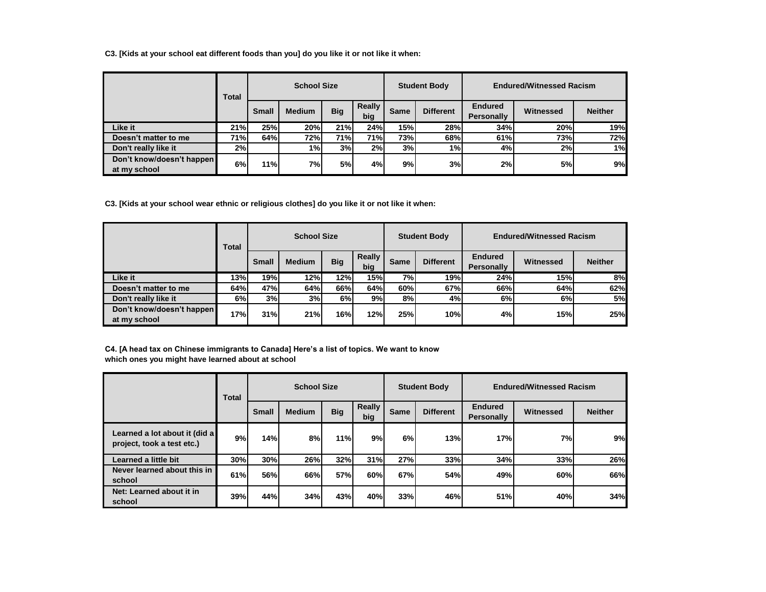**C3. [Kids at your school eat different foods than you] do you like it or not like it when:**

| | Total | School Size | | | | Student Body | | Endured/Witnessed Racism | | |
|---|---|---|---|---|---|---|---|---|---|---|
| | | Small | Medium | Big | Really big | Same | Different | Endured Personally | Witnessed | Neither |
| Like it | 21% | 25% | 20% | 21% | 24% | 15% | 28% | 34% | 20% | 19% |
| Doesn't matter to me | 71% | 64% | 72% | 71% | 71% | 73% | 68% | 61% | 73% | 72% |
| Don't really like it | 2% | | 1% | 3% | 2% | 3% | 1% | 4% | 2% | 1% |
| Don't know/doesn't happen at my school | 6% | 11% | 7% | 5% | 4% | 9% | 3% | 2% | 5% | 9% |

**C3. [Kids at your school wear ethnic or religious clothes] do you like it or not like it when:**

| | Total | School Size | | | | Student Body | | Endured/Witnessed Racism | | |
|---|---|---|---|---|---|---|---|---|---|---|
| | | Small | Medium | Big | Really big | Same | Different | Endured Personally | Witnessed | Neither |
| Like it | 13% | 19% | 12% | 12% | 15% | 7% | 19% | 24% | 15% | 8% |
| Doesn't matter to me | 64% | 47% | 64% | 66% | 64% | 60% | 67% | 66% | 64% | 62% |
| Don't really like it | 6% | 3% | 3% | 6% | 9% | 8% | 4% | 6% | 6% | 5% |
| Don't know/doesn't happen at my school | 17% | 31% | 21% | 16% | 12% | 25% | 10% | 4% | 15% | 25% |

**C4. [A head tax on Chinese immigrants to Canada] Here's a list of topics. We want to know which ones you might have learned about at school**

| | Total | School Size | | | | Student Body | | Endured/Witnessed Racism | | |
|---|---|---|---|---|---|---|---|---|---|---|
| | | Small | Medium | Big | Really big | Same | Different | Endured Personally | Witnessed | Neither |
| Learned a lot about it (did a project, took a test etc.) | 9% | 14% | 8% | 11% | 9% | 6% | 13% | 17% | 7% | 9% |
| Learned a little bit | 30% | 30% | 26% | 32% | 31% | 27% | 33% | 34% | 33% | 26% |
| Never learned about this in school | 61% | 56% | 66% | 57% | 60% | 67% | 54% | 49% | 60% | 66% |
| Net: Learned about it in school | 39% | 44% | 34% | 43% | 40% | 33% | 46% | 51% | 40% | 34% |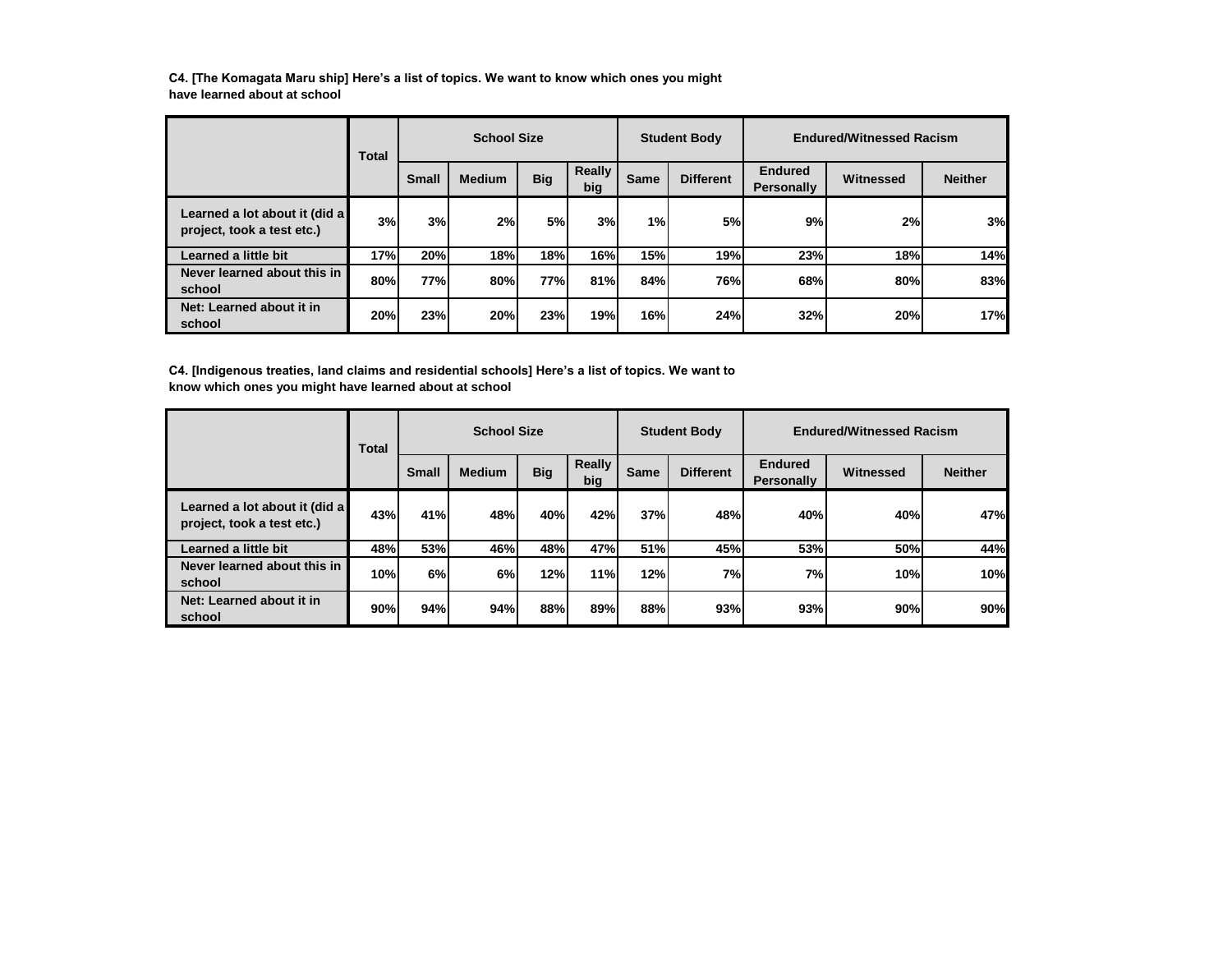**C4. [The Komagata Maru ship] Here's a list of topics. We want to know which ones you might have learned about at school**

| | Total | School Size | | | | Student Body | | Endured/Witnessed Racism | | |
|---|---|---|---|---|---|---|---|---|---|---|
| | | Small | Medium | Big | Really big | Same | Different | Endured Personally | Witnessed | Neither |
| Learned a lot about it (did a project, took a test etc.) | 3% | 3% | 2% | 5% | 3% | 1% | 5% | 9% | 2% | 3% |
| Learned a little bit | 17% | 20% | 18% | 18% | 16% | 15% | 19% | 23% | 18% | 14% |
| Never learned about this in school | 80% | 77% | 80% | 77% | 81% | 84% | 76% | 68% | 80% | 83% |
| Net: Learned about it in school | 20% | 23% | 20% | 23% | 19% | 16% | 24% | 32% | 20% | 17% |

**C4. [Indigenous treaties, land claims and residential schools] Here's a list of topics. We want to know which ones you might have learned about at school**

| | Total | School Size | | | | Student Body | | Endured/Witnessed Racism | | |
|---|---|---|---|---|---|---|---|---|---|---|
| | | Small | Medium | Big | Really big | Same | Different | Endured Personally | Witnessed | Neither |
| Learned a lot about it (did a project, took a test etc.) | 43% | 41% | 48% | 40% | 42% | 37% | 48% | 40% | 40% | 47% |
| Learned a little bit | 48% | 53% | 46% | 48% | 47% | 51% | 45% | 53% | 50% | 44% |
| Never learned about this in school | 10% | 6% | 6% | 12% | 11% | 12% | 7% | 7% | 10% | 10% |
| Net: Learned about it in school | 90% | 94% | 94% | 88% | 89% | 88% | 93% | 93% | 90% | 90% |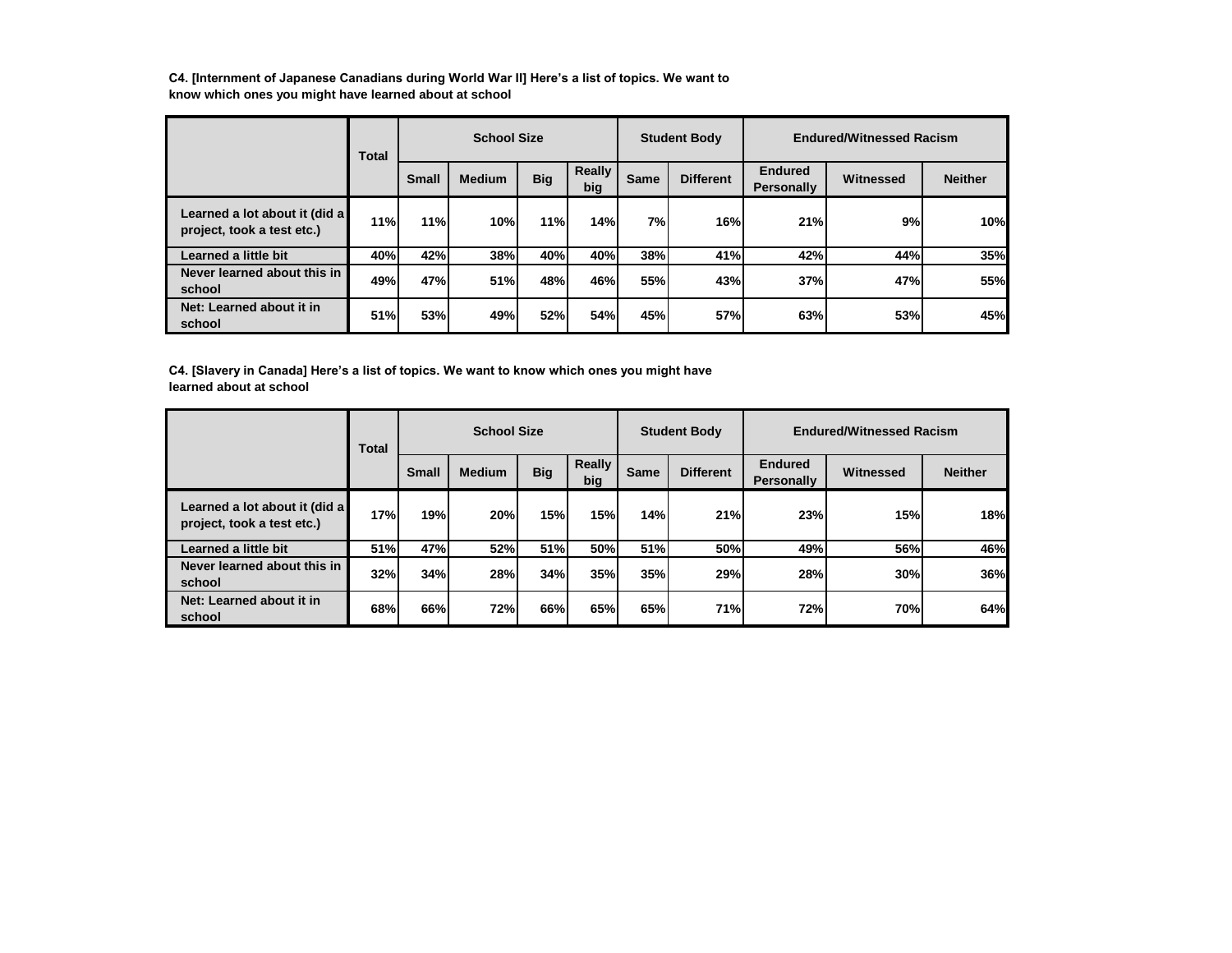**C4. [Internment of Japanese Canadians during World War II] Here's a list of topics. We want to know which ones you might have learned about at school**

| | Total | School Size | | | | Student Body | | Endured/Witnessed Racism | | |
|---|---|---|---|---|---|---|---|---|---|---|
| | | Small | Medium | Big | Really big | Same | Different | Endured Personally | Witnessed | Neither |
| Learned a lot about it (did a project, took a test etc.) | 11% | 11% | 10% | 11% | 14% | 7% | 16% | 21% | 9% | 10% |
| Learned a little bit | 40% | 42% | 38% | 40% | 40% | 38% | 41% | 42% | 44% | 35% |
| Never learned about this in school | 49% | 47% | 51% | 48% | 46% | 55% | 43% | 37% | 47% | 55% |
| Net: Learned about it in school | 51% | 53% | 49% | 52% | 54% | 45% | 57% | 63% | 53% | 45% |

**C4. [Slavery in Canada] Here's a list of topics. We want to know which ones you might have learned about at school**

| | Total | School Size | | | | Student Body | | Endured/Witnessed Racism | | |
|---|---|---|---|---|---|---|---|---|---|---|
| | | Small | Medium | Big | Really big | Same | Different | Endured Personally | Witnessed | Neither |
| Learned a lot about it (did a project, took a test etc.) | 17% | 19% | 20% | 15% | 15% | 14% | 21% | 23% | 15% | 18% |
| Learned a little bit | 51% | 47% | 52% | 51% | 50% | 51% | 50% | 49% | 56% | 46% |
| Never learned about this in school | 32% | 34% | 28% | 34% | 35% | 35% | 29% | 28% | 30% | 36% |
| Net: Learned about it in school | 68% | 66% | 72% | 66% | 65% | 65% | 71% | 72% | 70% | 64% |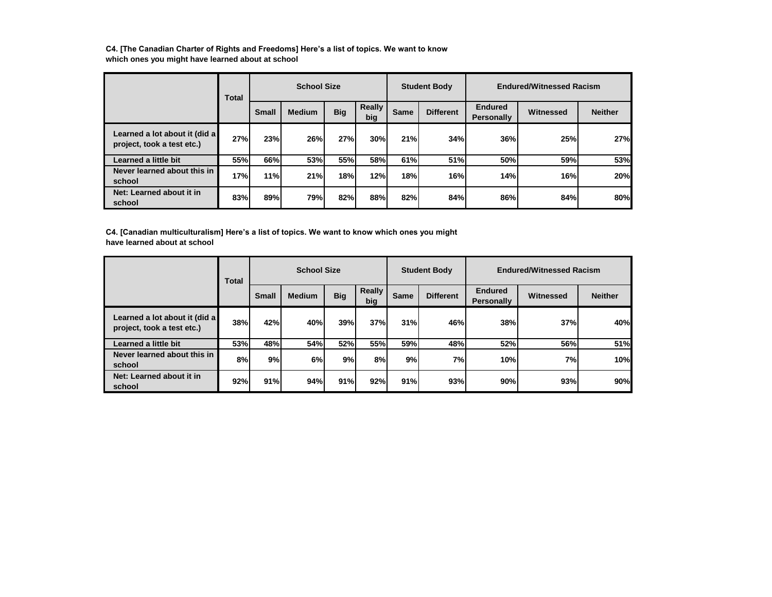**C4. [The Canadian Charter of Rights and Freedoms] Here's a list of topics. We want to know which ones you might have learned about at school**

| | Total | School Size | | | | Student Body | | Endured/Witnessed Racism | | |
|---|---|---|---|---|---|---|---|---|---|---|
| | | Small | Medium | Big | Really big | Same | Different | Endured Personally | Witnessed | Neither |
| Learned a lot about it (did a project, took a test etc.) | 27% | 23% | 26% | 27% | 30% | 21% | 34% | 36% | 25% | 27% |
| Learned a little bit | 55% | 66% | 53% | 55% | 58% | 61% | 51% | 50% | 59% | 53% |
| Never learned about this in school | 17% | 11% | 21% | 18% | 12% | 18% | 16% | 14% | 16% | 20% |
| Net: Learned about it in school | 83% | 89% | 79% | 82% | 88% | 82% | 84% | 86% | 84% | 80% |

**C4. [Canadian multiculturalism] Here's a list of topics. We want to know which ones you might have learned about at school**

| | Total | School Size | | | | Student Body | | Endured/Witnessed Racism | | |
|---|---|---|---|---|---|---|---|---|---|---|
| | | Small | Medium | Big | Really big | Same | Different | Endured Personally | Witnessed | Neither |
| Learned a lot about it (did a project, took a test etc.) | 38% | 42% | 40% | 39% | 37% | 31% | 46% | 38% | 37% | 40% |
| Learned a little bit | 53% | 48% | 54% | 52% | 55% | 59% | 48% | 52% | 56% | 51% |
| Never learned about this in school | 8% | 9% | 6% | 9% | 8% | 9% | 7% | 10% | 7% | 10% |
| Net: Learned about it in school | 92% | 91% | 94% | 91% | 92% | 91% | 93% | 90% | 93% | 90% |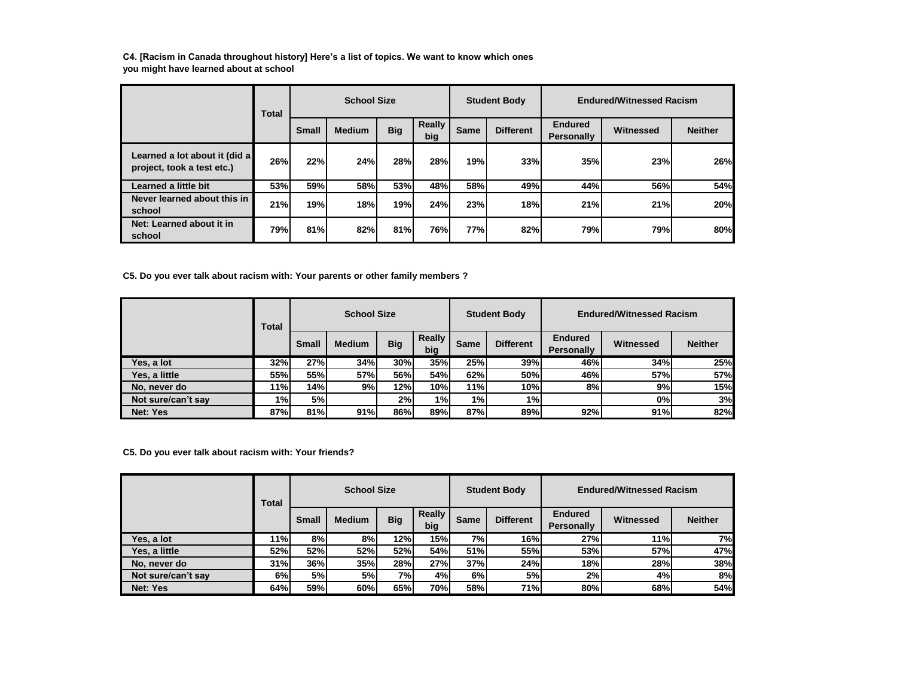**C4. [Racism in Canada throughout history] Here's a list of topics. We want to know which ones you might have learned about at school**

| | Total | School Size | | | | Student Body | | Endured/Witnessed Racism | | |
|---|---|---|---|---|---|---|---|---|---|---|
| | | Small | Medium | Big | Really big | Same | Different | Endured Personally | Witnessed | Neither |
| Learned a lot about it (did a project, took a test etc.) | 26% | 22% | 24% | 28% | 28% | 19% | 33% | 35% | 23% | 26% |
| Learned a little bit | 53% | 59% | 58% | 53% | 48% | 58% | 49% | 44% | 56% | 54% |
| Never learned about this in school | 21% | 19% | 18% | 19% | 24% | 23% | 18% | 21% | 21% | 20% |
| Net: Learned about it in school | 79% | 81% | 82% | 81% | 76% | 77% | 82% | 79% | 79% | 80% |

**C5. Do you ever talk about racism with: Your parents or other family members ?**

| | Total | School Size | | | | Student Body | | Endured/Witnessed Racism | | |
|---|---|---|---|---|---|---|---|---|---|---|
| | | Small | Medium | Big | Really big | Same | Different | Endured Personally | Witnessed | Neither |
| Yes, a lot | 32% | 27% | 34% | 30% | 35% | 25% | 39% | 46% | 34% | 25% |
| Yes, a little | 55% | 55% | 57% | 56% | 54% | 62% | 50% | 46% | 57% | 57% |
| No, never do | 11% | 14% | 9% | 12% | 10% | 11% | 10% | 8% | 9% | 15% |
| Not sure/can't say | 1% | 5% | | 2% | 1% | 1% | 1% | | 0% | 3% |
| Net: Yes | 87% | 81% | 91% | 86% | 89% | 87% | 89% | 92% | 91% | 82% |

**C5. Do you ever talk about racism with: Your friends?**

| | Total | School Size | | | | Student Body | | Endured/Witnessed Racism | | |
|---|---|---|---|---|---|---|---|---|---|---|
| | | Small | Medium | Big | Really big | Same | Different | Endured Personally | Witnessed | Neither |
| Yes, a lot | 11% | 8% | 8% | 12% | 15% | 7% | 16% | 27% | 11% | 7% |
| Yes, a little | 52% | 52% | 52% | 52% | 54% | 51% | 55% | 53% | 57% | 47% |
| No, never do | 31% | 36% | 35% | 28% | 27% | 37% | 24% | 18% | 28% | 38% |
| Not sure/can't say | 6% | 5% | 5% | 7% | 4% | 6% | 5% | 2% | 4% | 8% |
| Net: Yes | 64% | 59% | 60% | 65% | 70% | 58% | 71% | 80% | 68% | 54% |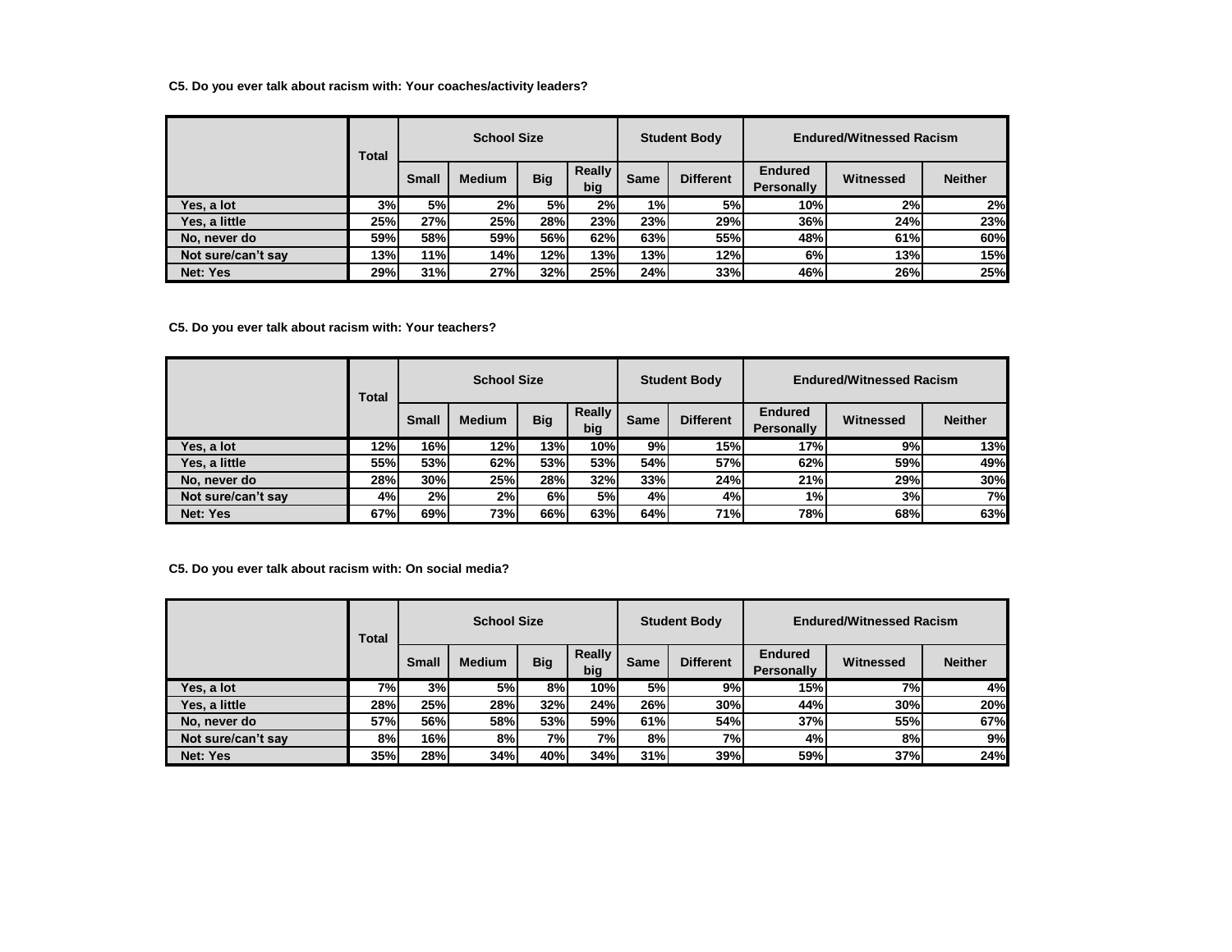**C5. Do you ever talk about racism with: Your coaches/activity leaders?**

| | Total | School Size | | | | Student Body | | Endured/Witnessed Racism | | |
|---|---|---|---|---|---|---|---|---|---|---|
| | | Small | Medium | Big | Really big | Same | Different | Endured Personally | Witnessed | Neither |
| Yes, a lot | 3% | 5% | 2% | 5% | 2% | 1% | 5% | 10% | 2% | 2% |
| Yes, a little | 25% | 27% | 25% | 28% | 23% | 23% | 29% | 36% | 24% | 23% |
| No, never do | 59% | 58% | 59% | 56% | 62% | 63% | 55% | 48% | 61% | 60% |
| Not sure/can't say | 13% | 11% | 14% | 12% | 13% | 13% | 12% | 6% | 13% | 15% |
| Net: Yes | 29% | 31% | 27% | 32% | 25% | 24% | 33% | 46% | 26% | 25% |

**C5. Do you ever talk about racism with: Your teachers?**

| | Total | School Size | | | | Student Body | | Endured/Witnessed Racism | | |
|---|---|---|---|---|---|---|---|---|---|---|
| | | Small | Medium | Big | Really big | Same | Different | Endured Personally | Witnessed | Neither |
| Yes, a lot | 12% | 16% | 12% | 13% | 10% | 9% | 15% | 17% | 9% | 13% |
| Yes, a little | 55% | 53% | 62% | 53% | 53% | 54% | 57% | 62% | 59% | 49% |
| No, never do | 28% | 30% | 25% | 28% | 32% | 33% | 24% | 21% | 29% | 30% |
| Not sure/can't say | 4% | 2% | 2% | 6% | 5% | 4% | 4% | 1% | 3% | 7% |
| Net: Yes | 67% | 69% | 73% | 66% | 63% | 64% | 71% | 78% | 68% | 63% |

**C5. Do you ever talk about racism with: On social media?**

| | Total | School Size | | | | Student Body | | Endured/Witnessed Racism | | |
|---|---|---|---|---|---|---|---|---|---|---|
| | | Small | Medium | Big | Really big | Same | Different | Endured Personally | Witnessed | Neither |
| Yes, a lot | 7% | 3% | 5% | 8% | 10% | 5% | 9% | 15% | 7% | 4% |
| Yes, a little | 28% | 25% | 28% | 32% | 24% | 26% | 30% | 44% | 30% | 20% |
| No, never do | 57% | 56% | 58% | 53% | 59% | 61% | 54% | 37% | 55% | 67% |
| Not sure/can't say | 8% | 16% | 8% | 7% | 7% | 8% | 7% | 4% | 8% | 9% |
| Net: Yes | 35% | 28% | 34% | 40% | 34% | 31% | 39% | 59% | 37% | 24% |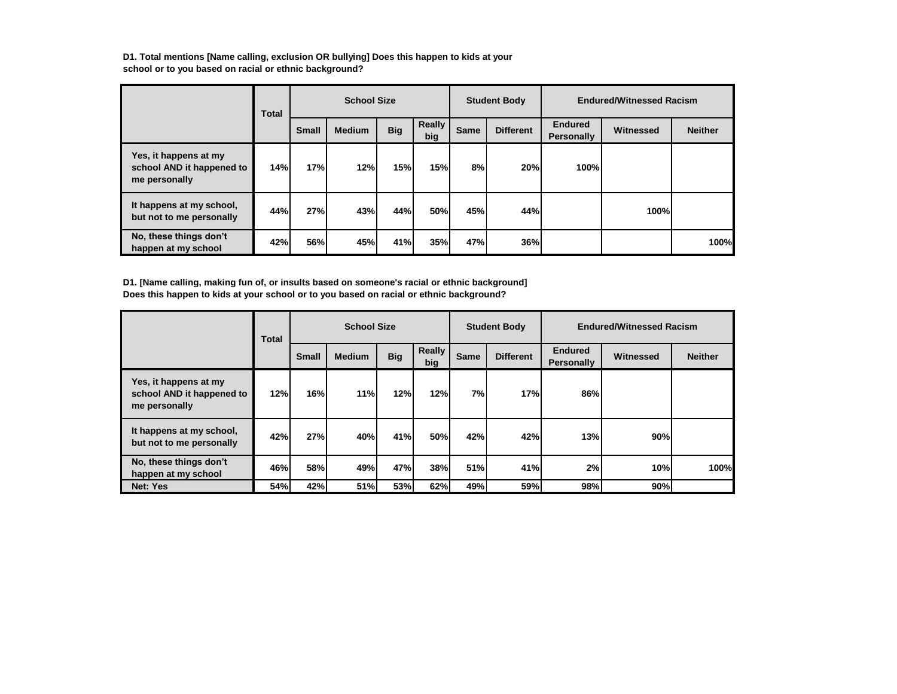**D1. Total mentions [Name calling, exclusion OR bullying] Does this happen to kids at your school or to you based on racial or ethnic background?**

| | Total | School Size | | | | Student Body | | Endured/Witnessed Racism | | |
|---|---|---|---|---|---|---|---|---|---|---|
| | | Small | Medium | Big | Really big | Same | Different | Endured Personally | Witnessed | Neither |
| Yes, it happens at my school AND it happened to me personally | 14% | 17% | 12% | 15% | 15% | 8% | 20% | 100% | | |
| It happens at my school, but not to me personally | 44% | 27% | 43% | 44% | 50% | 45% | 44% | | 100% | |
| No, these things don't happen at my school | 42% | 56% | 45% | 41% | 35% | 47% | 36% | | | 100% |

**D1. [Name calling, making fun of, or insults based on someone's racial or ethnic background] Does this happen to kids at your school or to you based on racial or ethnic background?**

| | Total | School Size | | | | Student Body | | Endured/Witnessed Racism | | |
|---|---|---|---|---|---|---|---|---|---|---|
| | | Small | Medium | Big | Really big | Same | Different | Endured Personally | Witnessed | Neither |
| Yes, it happens at my school AND it happened to me personally | 12% | 16% | 11% | 12% | 12% | 7% | 17% | 86% | | |
| It happens at my school, but not to me personally | 42% | 27% | 40% | 41% | 50% | 42% | 42% | 13% | 90% | |
| No, these things don't happen at my school | 46% | 58% | 49% | 47% | 38% | 51% | 41% | 2% | 10% | 100% |
| Net: Yes | 54% | 42% | 51% | 53% | 62% | 49% | 59% | 98% | 90% | |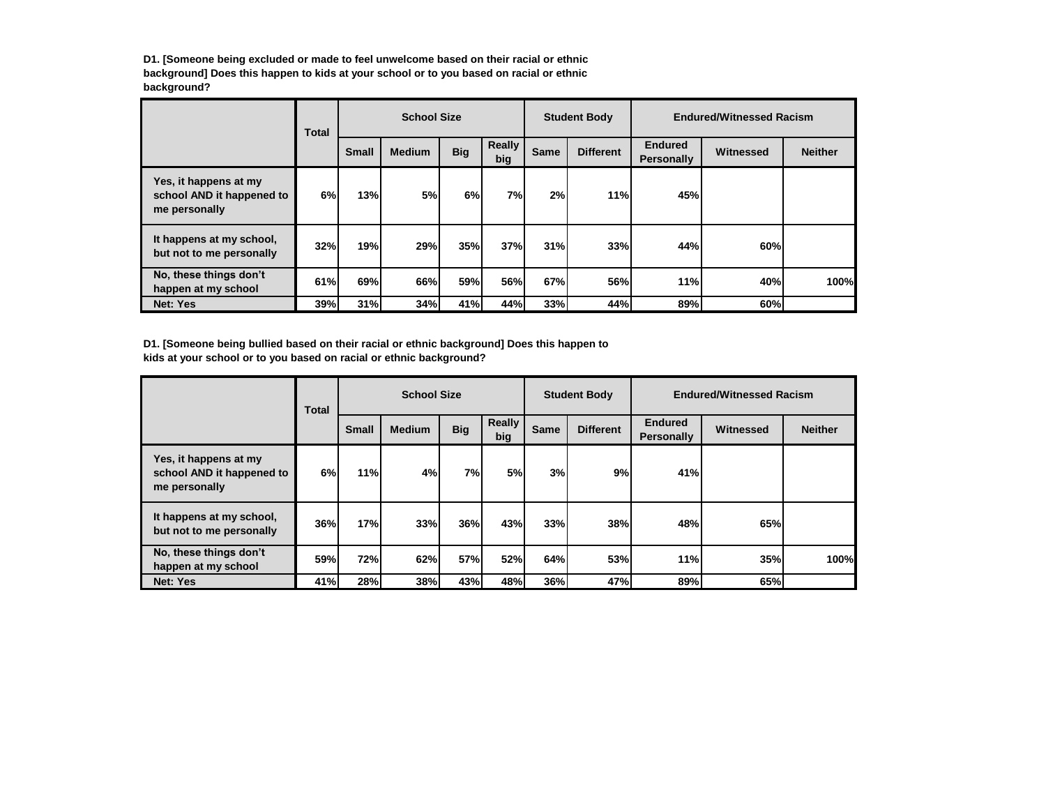**D1. [Someone being excluded or made to feel unwelcome based on their racial or ethnic background] Does this happen to kids at your school or to you based on racial or ethnic background?**

| | Total | School Size | | | | Student Body | | Endured/Witnessed Racism | | |
|---|---|---|---|---|---|---|---|---|---|---|
| | | Small | Medium | Big | Really big | Same | Different | Endured Personally | Witnessed | Neither |
| Yes, it happens at my school AND it happened to me personally | 6% | 13% | 5% | 6% | 7% | 2% | 11% | 45% | | |
| It happens at my school, but not to me personally | 32% | 19% | 29% | 35% | 37% | 31% | 33% | 44% | 60% | |
| No, these things don't happen at my school | 61% | 69% | 66% | 59% | 56% | 67% | 56% | 11% | 40% | 100% |
| Net: Yes | 39% | 31% | 34% | 41% | 44% | 33% | 44% | 89% | 60% | |

**D1. [Someone being bullied based on their racial or ethnic background] Does this happen to kids at your school or to you based on racial or ethnic background?**

| | Total | School Size | | | | Student Body | | Endured/Witnessed Racism | | |
|---|---|---|---|---|---|---|---|---|---|---|
| | | Small | Medium | Big | Really big | Same | Different | Endured Personally | Witnessed | Neither |
| Yes, it happens at my school AND it happened to me personally | 6% | 11% | 4% | 7% | 5% | 3% | 9% | 41% | | |
| It happens at my school, but not to me personally | 36% | 17% | 33% | 36% | 43% | 33% | 38% | 48% | 65% | |
| No, these things don't happen at my school | 59% | 72% | 62% | 57% | 52% | 64% | 53% | 11% | 35% | 100% |
| Net: Yes | 41% | 28% | 38% | 43% | 48% | 36% | 47% | 89% | 65% | |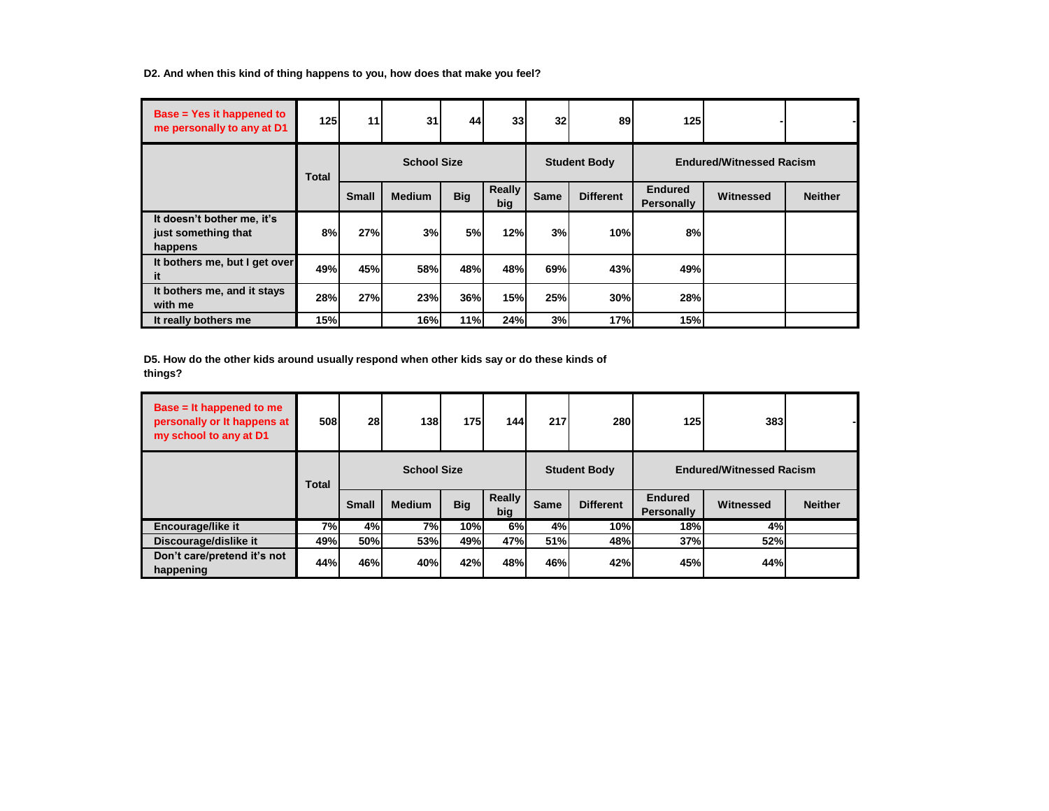**D2. And when this kind of thing happens to you, how does that make you feel?**

| Base = Yes it happened to me personally to any at D1 | 125 | 11 | 31 | 44 | 33 | 32 | 89 | 125 | - | - |
|---|---|---|---|---|---|---|---|---|---|---|
| | Total | School Size | | | | Student Body | | Endured/Witnessed Racism | | |
| | | Small | Medium | Big | Really big | Same | Different | Endured Personally | Witnessed | Neither |
| It doesn't bother me, it's just something that happens | 8% | 27% | 3% | 5% | 12% | 3% | 10% | 8% | | |
| It bothers me, but I get over it | 49% | 45% | 58% | 48% | 48% | 69% | 43% | 49% | | |
| It bothers me, and it stays with me | 28% | 27% | 23% | 36% | 15% | 25% | 30% | 28% | | |
| It really bothers me | 15% | | 16% | 11% | 24% | 3% | 17% | 15% | | |

**D5. How do the other kids around usually respond when other kids say or do these kinds of things?**

| Base = It happened to me personally or It happens at my school to any at D1 | 508 | 28 | 138 | 175 | 144 | 217 | 280 | 125 | 383 | - |
|---|---|---|---|---|---|---|---|---|---|---|
| | Total | School Size | | | | Student Body | | Endured/Witnessed Racism | | |
| | | Small | Medium | Big | Really big | Same | Different | Endured Personally | Witnessed | Neither |
| Encourage/like it | 7% | 4% | 7% | 10% | 6% | 4% | 10% | 18% | 4% | |
| Discourage/dislike it | 49% | 50% | 53% | 49% | 47% | 51% | 48% | 37% | 52% | |
| Don't care/pretend it's not happening | 44% | 46% | 40% | 42% | 48% | 46% | 42% | 45% | 44% | |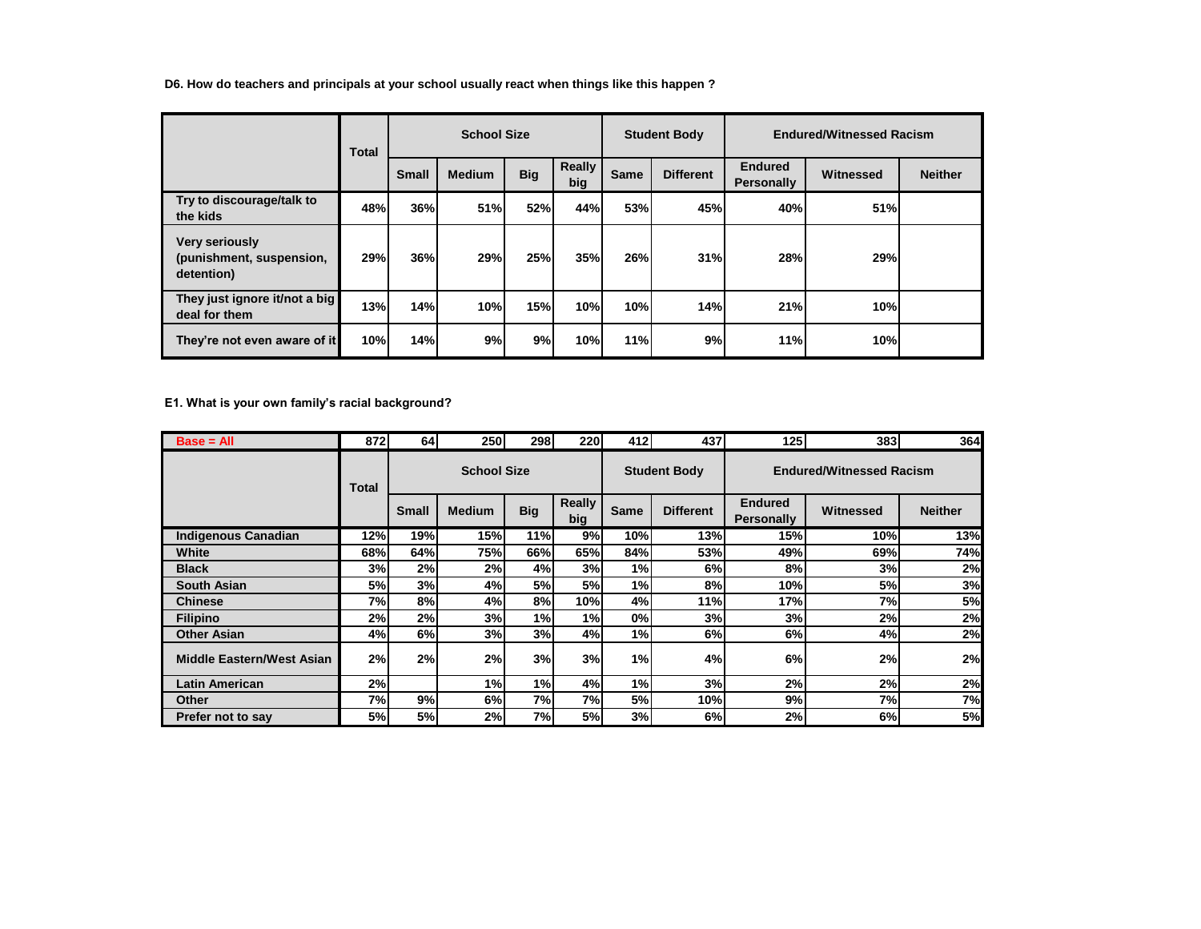**D6. How do teachers and principals at your school usually react when things like this happen ?**

| | Total | School Size | | | | Student Body | | Endured/Witnessed Racism | | |
|---|---|---|---|---|---|---|---|---|---|---|
| | | Small | Medium | Big | Really big | Same | Different | Endured Personally | Witnessed | Neither |
| Try to discourage/talk to the kids | 48% | 36% | 51% | 52% | 44% | 53% | 45% | 40% | 51% | |
| Very seriously (punishment, suspension, detention) | 29% | 36% | 29% | 25% | 35% | 26% | 31% | 28% | 29% | |
| They just ignore it/not a big deal for them | 13% | 14% | 10% | 15% | 10% | 10% | 14% | 21% | 10% | |
| They're not even aware of it | 10% | 14% | 9% | 9% | 10% | 11% | 9% | 11% | 10% | |

**E1. What is your own family's racial background?**

| Base = All | 872 | 64 | 250 | 298 | 220 | 412 | 437 | 125 | 383 | 364 |
|---|---|---|---|---|---|---|---|---|---|---|
| | Total | School Size | | | | Student Body | | Endured/Witnessed Racism | | |
| | | Small | Medium | Big | Really big | Same | Different | Endured Personally | Witnessed | Neither |
| Indigenous Canadian | 12% | 19% | 15% | 11% | 9% | 10% | 13% | 15% | 10% | 13% |
| White | 68% | 64% | 75% | 66% | 65% | 84% | 53% | 49% | 69% | 74% |
| Black | 3% | 2% | 2% | 4% | 3% | 1% | 6% | 8% | 3% | 2% |
| South Asian | 5% | 3% | 4% | 5% | 5% | 1% | 8% | 10% | 5% | 3% |
| Chinese | 7% | 8% | 4% | 8% | 10% | 4% | 11% | 17% | 7% | 5% |
| Filipino | 2% | 2% | 3% | 1% | 1% | 0% | 3% | 3% | 2% | 2% |
| Other Asian | 4% | 6% | 3% | 3% | 4% | 1% | 6% | 6% | 4% | 2% |
| Middle Eastern/West Asian | 2% | 2% | 2% | 3% | 3% | 1% | 4% | 6% | 2% | 2% |
| Latin American | 2% | | 1% | 1% | 4% | 1% | 3% | 2% | 2% | 2% |
| Other | 7% | 9% | 6% | 7% | 7% | 5% | 10% | 9% | 7% | 7% |
| Prefer not to say | 5% | 5% | 2% | 7% | 5% | 3% | 6% | 2% | 6% | 5% |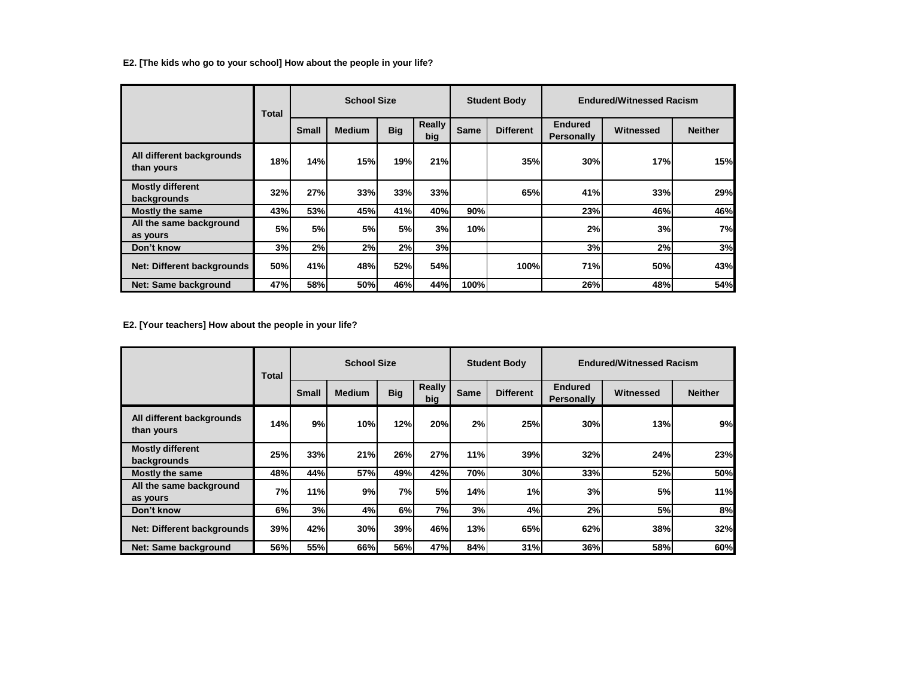**E2. [The kids who go to your school] How about the people in your life?**

| | Total | School Size | | | | Student Body | | Endured/Witnessed Racism | | |
|---|---|---|---|---|---|---|---|---|---|---|
| | | Small | Medium | Big | Really big | Same | Different | Endured Personally | Witnessed | Neither |
| All different backgrounds than yours | 18% | 14% | 15% | 19% | 21% | | 35% | 30% | 17% | 15% |
| Mostly different backgrounds | 32% | 27% | 33% | 33% | 33% | | 65% | 41% | 33% | 29% |
| Mostly the same | 43% | 53% | 45% | 41% | 40% | 90% | | 23% | 46% | 46% |
| All the same background as yours | 5% | 5% | 5% | 5% | 3% | 10% | | 2% | 3% | 7% |
| Don't know | 3% | 2% | 2% | 2% | 3% | | | 3% | 2% | 3% |
| Net: Different backgrounds | 50% | 41% | 48% | 52% | 54% | | 100% | 71% | 50% | 43% |
| Net: Same background | 47% | 58% | 50% | 46% | 44% | 100% | | 26% | 48% | 54% |

**E2. [Your teachers] How about the people in your life?**

| | Total | School Size | | | | Student Body | | Endured/Witnessed Racism | | |
|---|---|---|---|---|---|---|---|---|---|---|
| | | Small | Medium | Big | Really big | Same | Different | Endured Personally | Witnessed | Neither |
| All different backgrounds than yours | 14% | 9% | 10% | 12% | 20% | 2% | 25% | 30% | 13% | 9% |
| Mostly different backgrounds | 25% | 33% | 21% | 26% | 27% | 11% | 39% | 32% | 24% | 23% |
| Mostly the same | 48% | 44% | 57% | 49% | 42% | 70% | 30% | 33% | 52% | 50% |
| All the same background as yours | 7% | 11% | 9% | 7% | 5% | 14% | 1% | 3% | 5% | 11% |
| Don't know | 6% | 3% | 4% | 6% | 7% | 3% | 4% | 2% | 5% | 8% |
| Net: Different backgrounds | 39% | 42% | 30% | 39% | 46% | 13% | 65% | 62% | 38% | 32% |
| Net: Same background | 56% | 55% | 66% | 56% | 47% | 84% | 31% | 36% | 58% | 60% |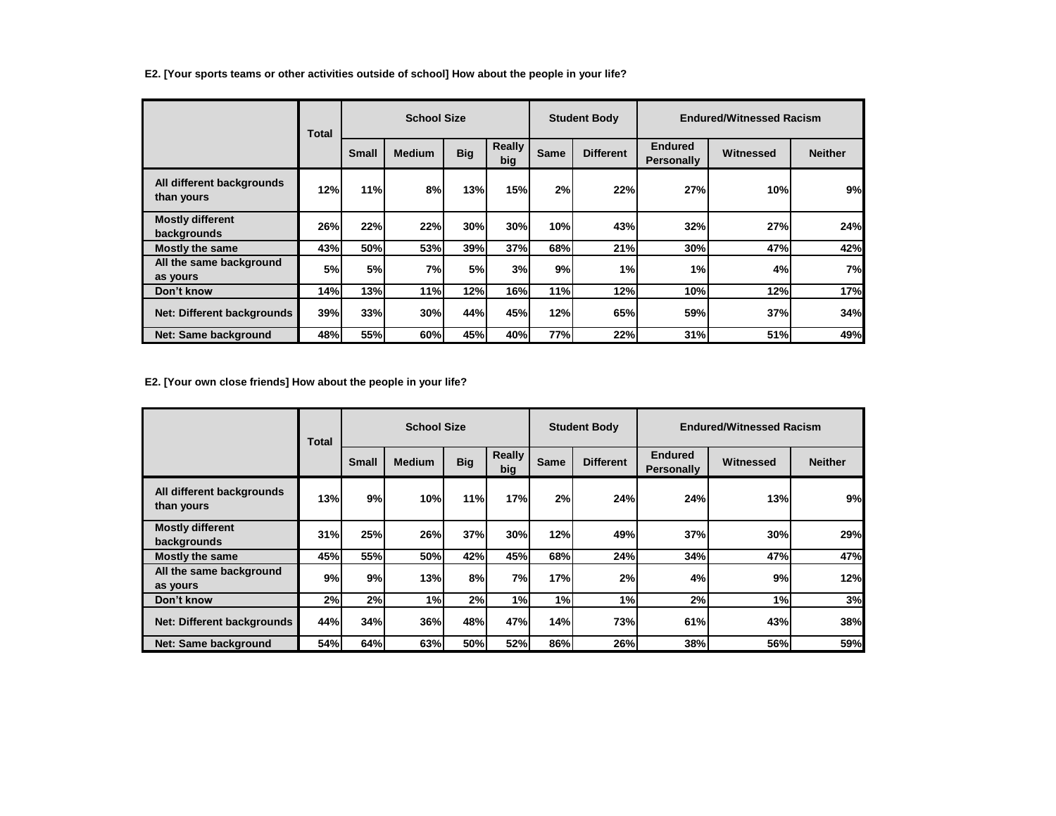**E2. [Your sports teams or other activities outside of school] How about the people in your life?**

| | Total | School Size | | | | Student Body | | Endured/Witnessed Racism | | |
|---|---|---|---|---|---|---|---|---|---|---|
| | | Small | Medium | Big | Really big | Same | Different | Endured Personally | Witnessed | Neither |
| All different backgrounds than yours | 12% | 11% | 8% | 13% | 15% | 2% | 22% | 27% | 10% | 9% |
| Mostly different backgrounds | 26% | 22% | 22% | 30% | 30% | 10% | 43% | 32% | 27% | 24% |
| Mostly the same | 43% | 50% | 53% | 39% | 37% | 68% | 21% | 30% | 47% | 42% |
| All the same background as yours | 5% | 5% | 7% | 5% | 3% | 9% | 1% | 1% | 4% | 7% |
| Don't know | 14% | 13% | 11% | 12% | 16% | 11% | 12% | 10% | 12% | 17% |
| Net: Different backgrounds | 39% | 33% | 30% | 44% | 45% | 12% | 65% | 59% | 37% | 34% |
| Net: Same background | 48% | 55% | 60% | 45% | 40% | 77% | 22% | 31% | 51% | 49% |

**E2. [Your own close friends] How about the people in your life?**

| | Total | School Size | | | | Student Body | | Endured/Witnessed Racism | | |
|---|---|---|---|---|---|---|---|---|---|---|
| | | Small | Medium | Big | Really big | Same | Different | Endured Personally | Witnessed | Neither |
| All different backgrounds than yours | 13% | 9% | 10% | 11% | 17% | 2% | 24% | 24% | 13% | 9% |
| Mostly different backgrounds | 31% | 25% | 26% | 37% | 30% | 12% | 49% | 37% | 30% | 29% |
| Mostly the same | 45% | 55% | 50% | 42% | 45% | 68% | 24% | 34% | 47% | 47% |
| All the same background as yours | 9% | 9% | 13% | 8% | 7% | 17% | 2% | 4% | 9% | 12% |
| Don't know | 2% | 2% | 1% | 2% | 1% | 1% | 1% | 2% | 1% | 3% |
| Net: Different backgrounds | 44% | 34% | 36% | 48% | 47% | 14% | 73% | 61% | 43% | 38% |
| Net: Same background | 54% | 64% | 63% | 50% | 52% | 86% | 26% | 38% | 56% | 59% |